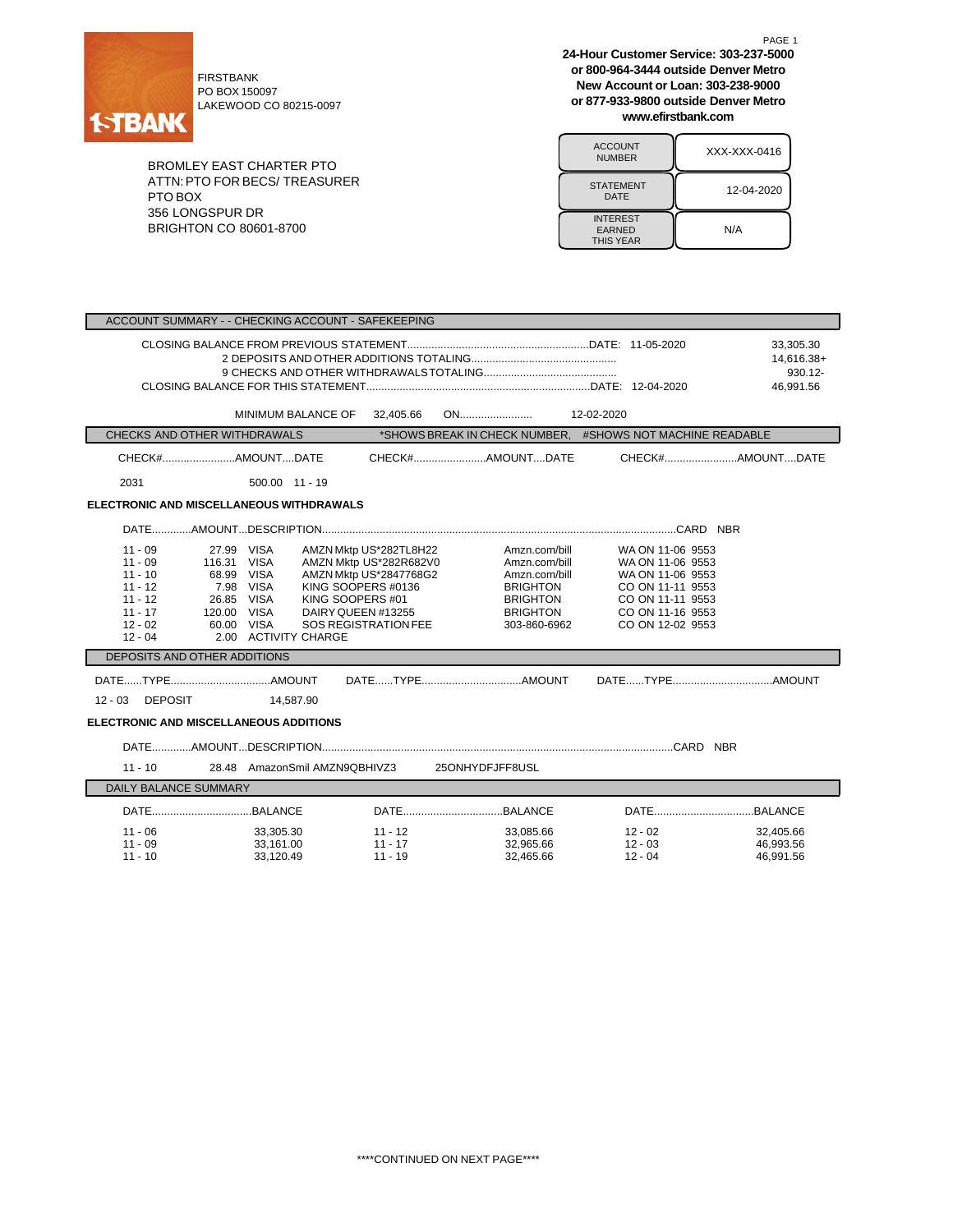FIRSTBANK
PO BOX 150097
LAKEWOOD CO 80215-0097

**24-Hour Customer Service: 303-237-5000**
**or 800-964-3444 outside Denver Metro**
**New Account or Loan: 303-238-9000**
**or 877-933-9800 outside Denver Metro**
**www.efirstbank.com**

BROMLEY EAST CHARTER PTO
ATTN: PTO FOR BECS/ TREASURER
PTO BOX
356 LONGSPUR DR
BRIGHTON CO 80601-8700

| | |
|---|---|
| ACCOUNT NUMBER | XXX-XXX-0416 |
| STATEMENT DATE | 12-04-2020 |
| INTEREST EARNED THIS YEAR | N/A |

## ACCOUNT SUMMARY - - CHECKING ACCOUNT - SAFEKEEPING

| | | |
|---|---|---|
| CLOSING BALANCE FROM PREVIOUS STATEMENT | DATE: 11-05-2020 | 33,305.30 |
| 2 DEPOSITS AND OTHER ADDITIONS TOTALING | | 14,616.38+ |
| 9 CHECKS AND OTHER WITHDRAWALS TOTALING | | 930.12- |
| CLOSING BALANCE FOR THIS STATEMENT | DATE: 12-04-2020 | 46,991.56 |

MINIMUM BALANCE OF 32,405.66 ON 12-02-2020

## CHECKS AND OTHER WITHDRAWALS

*SHOWS BREAK IN CHECK NUMBER, #SHOWS NOT MACHINE READABLE

| CHECK# | AMOUNT | DATE |
|---|---|---|
| 2031 | 500.00 | 11 - 19 |

### ELECTRONIC AND MISCELLANEOUS WITHDRAWALS

| DATE | AMOUNT | DESCRIPTION | | | | CARD NBR |
|---|---|---|---|---|---|---|
| 11 - 09 | 27.99 | VISA | AMZN Mktp US*282TL8H22 | Amzn.com/bill | WA ON 11-06 | 9553 |
| 11 - 09 | 116.31 | VISA | AMZN Mktp US*282R682V0 | Amzn.com/bill | WA ON 11-06 | 9553 |
| 11 - 10 | 68.99 | VISA | AMZN Mktp US*2847768G2 | Amzn.com/bill | WA ON 11-06 | 9553 |
| 11 - 12 | 7.98 | VISA | KING SOOPERS #0136 | BRIGHTON | CO ON 11-11 | 9553 |
| 11 - 12 | 26.85 | VISA | KING SOOPERS #01 | BRIGHTON | CO ON 11-11 | 9553 |
| 11 - 17 | 120.00 | VISA | DAIRY QUEEN #13255 | BRIGHTON | CO ON 11-16 | 9553 |
| 12 - 02 | 60.00 | VISA | SOS REGISTRATION FEE | 303-860-6962 | CO ON 12-02 | 9553 |
| 12 - 04 | 2.00 | ACTIVITY CHARGE | | | | |

## DEPOSITS AND OTHER ADDITIONS

| DATE | TYPE | AMOUNT |
|---|---|---|
| 12 - 03 | DEPOSIT | 14,587.90 |

### ELECTRONIC AND MISCELLANEOUS ADDITIONS

| DATE | AMOUNT | DESCRIPTION | | CARD NBR |
|---|---|---|---|---|
| 11 - 10 | 28.48 | AmazonSmil AMZN9QBHIVZ3 | 25ONHYDFJFF8USL | |

## DAILY BALANCE SUMMARY

| DATE | BALANCE | DATE | BALANCE | DATE | BALANCE |
|---|---|---|---|---|---|
| 11 - 06 | 33,305.30 | 11 - 12 | 33,085.66 | 12 - 02 | 32,405.66 |
| 11 - 09 | 33,161.00 | 11 - 17 | 32,965.66 | 12 - 03 | 46,993.56 |
| 11 - 10 | 33,120.49 | 11 - 19 | 32,465.66 | 12 - 04 | 46,991.56 |

****CONTINUED ON NEXT PAGE****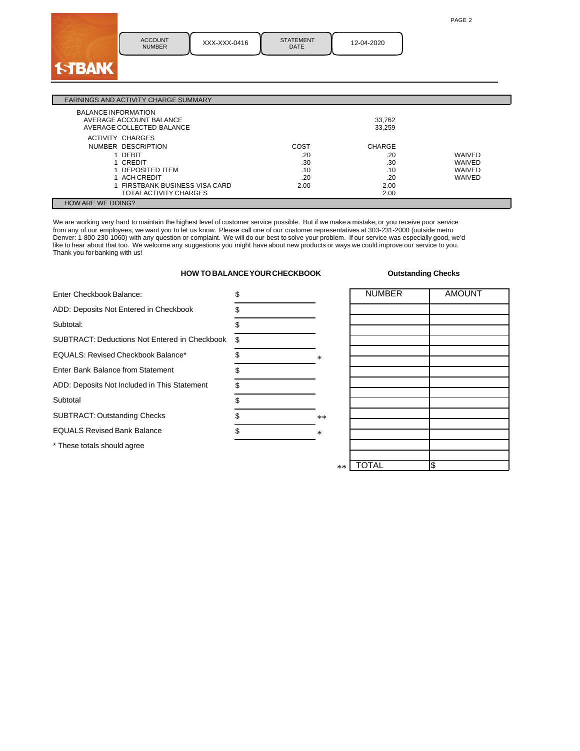1STBANK

| ACCOUNT NUMBER | XXX-XXX-0416 | STATEMENT DATE | 12-04-2020 |
|---|---|---|---|

## EARNINGS AND ACTIVITY CHARGE SUMMARY

BALANCE INFORMATION

| | |
|---|---|
| AVERAGE ACCOUNT BALANCE | 33,762 |
| AVERAGE COLLECTED BALANCE | 33,259 |

ACTIVITY CHARGES

| NUMBER | DESCRIPTION | COST | CHARGE | |
|---|---|---|---|---|
| 1 | DEBIT | .20 | .20 | WAIVED |
| 1 | CREDIT | .30 | .30 | WAIVED |
| 1 | DEPOSITED ITEM | .10 | .10 | WAIVED |
| 1 | ACH CREDIT | .20 | .20 | WAIVED |
| 1 | FIRSTBANK BUSINESS VISA CARD | 2.00 | 2.00 | |
| | TOTAL ACTIVITY CHARGES | | 2.00 | |

## HOW ARE WE DOING?

We are working very hard to maintain the highest level of customer service possible. But if we make a mistake, or you receive poor service from any of our employees, we want you to let us know. Please call one of our customer representatives at 303-231-2000 (outside metro Denver: 1-800-230-1060) with any question or complaint. We will do our best to solve your problem. If our service was especially good, we'd like to hear about that too. We welcome any suggestions you might have about new products or ways we could improve our service to you. Thank you for banking with us!

### HOW TO BALANCE YOUR CHECKBOOK

| | | |
|---|---|---|
| Enter Checkbook Balance: | $ | |
| ADD: Deposits Not Entered in Checkbook | $ | |
| Subtotal: | $ | |
| SUBTRACT: Deductions Not Entered in Checkbook | $ | |
| EQUALS: Revised Checkbook Balance* | $ | * |
| Enter Bank Balance from Statement | $ | |
| ADD: Deposits Not Included in This Statement | $ | |
| Subtotal | $ | |
| SUBTRACT: Outstanding Checks | $ | ** |
| EQUALS Revised Bank Balance | $ | * |

* These totals should agree

### Outstanding Checks

| NUMBER | AMOUNT |
|---|---|
| | |
| | |
| | |
| | |
| | |
| | |
| | |
| | |
| | |
| | |
| | |
| | |
| | |
| | |
| | |
| ** TOTAL | $ |